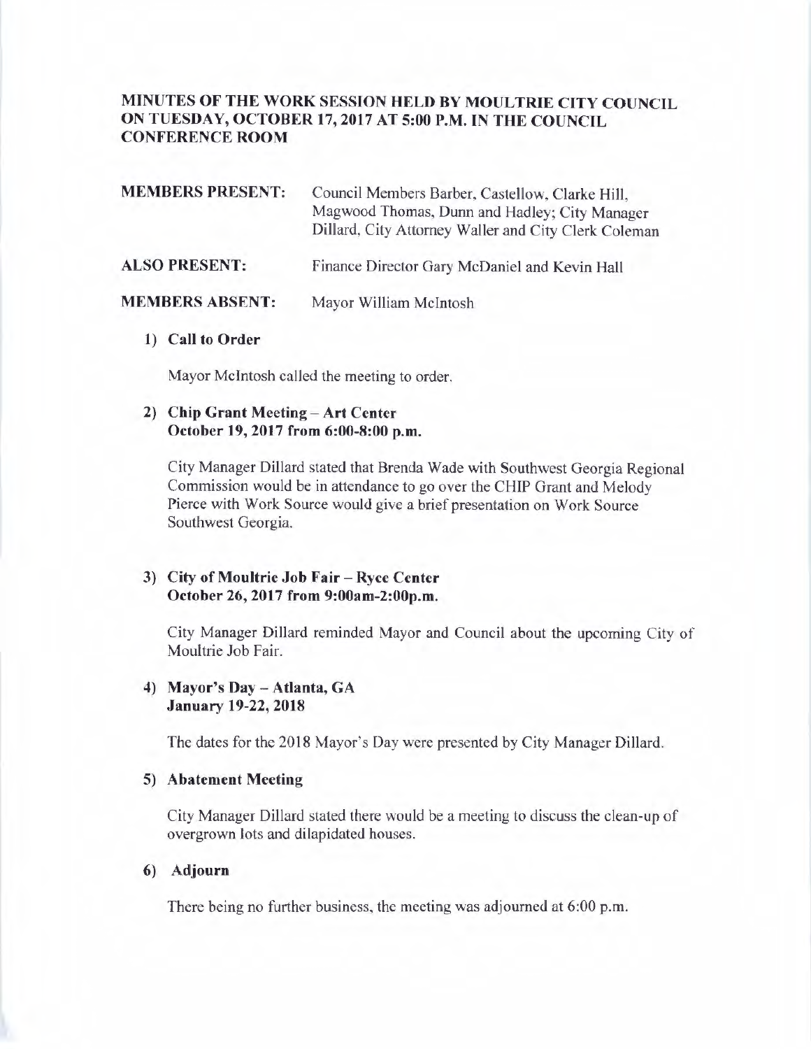# MINUTES OF THE WORK SESSION HELD BY MOULTRIE CITY COUNCIL ON TUESDAY, OCTOBER 17, 2017 AT 5:00 P.M. IN THE COUNCIL CONFERENCE ROOM

| | |
|---|---|
| **MEMBERS PRESENT:** | Council Members Barber, Castellow, Clarke Hill, Magwood Thomas, Dunn and Hadley; City Manager Dillard, City Attorney Waller and City Clerk Coleman |
| **ALSO PRESENT:** | Finance Director Gary McDaniel and Kevin Hall |
| **MEMBERS ABSENT:** | Mayor William McIntosh |

1) **Call to Order**

   Mayor McIntosh called the meeting to order.

2) **Chip Grant Meeting – Art Center**
   **October 19, 2017 from 6:00-8:00 p.m.**

   City Manager Dillard stated that Brenda Wade with Southwest Georgia Regional Commission would be in attendance to go over the CHIP Grant and Melody Pierce with Work Source would give a brief presentation on Work Source Southwest Georgia.

3) **City of Moultrie Job Fair – Ryce Center**
   **October 26, 2017 from 9:00am-2:00p.m.**

   City Manager Dillard reminded Mayor and Council about the upcoming City of Moultrie Job Fair.

4) **Mayor's Day – Atlanta, GA**
   **January 19-22, 2018**

   The dates for the 2018 Mayor's Day were presented by City Manager Dillard.

5) **Abatement Meeting**

   City Manager Dillard stated there would be a meeting to discuss the clean-up of overgrown lots and dilapidated houses.

6) **Adjourn**

   There being no further business, the meeting was adjourned at 6:00 p.m.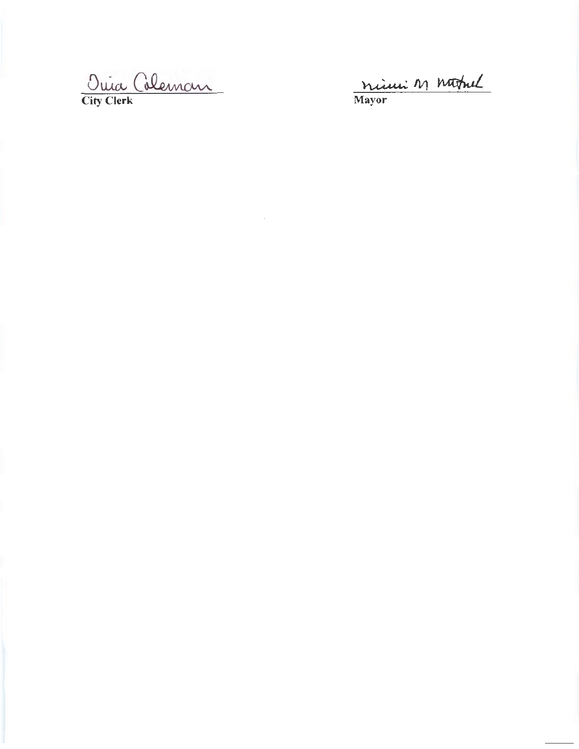Ouia Coleman
**City Clerk**

Mimi M Mitchell
**Mayor**